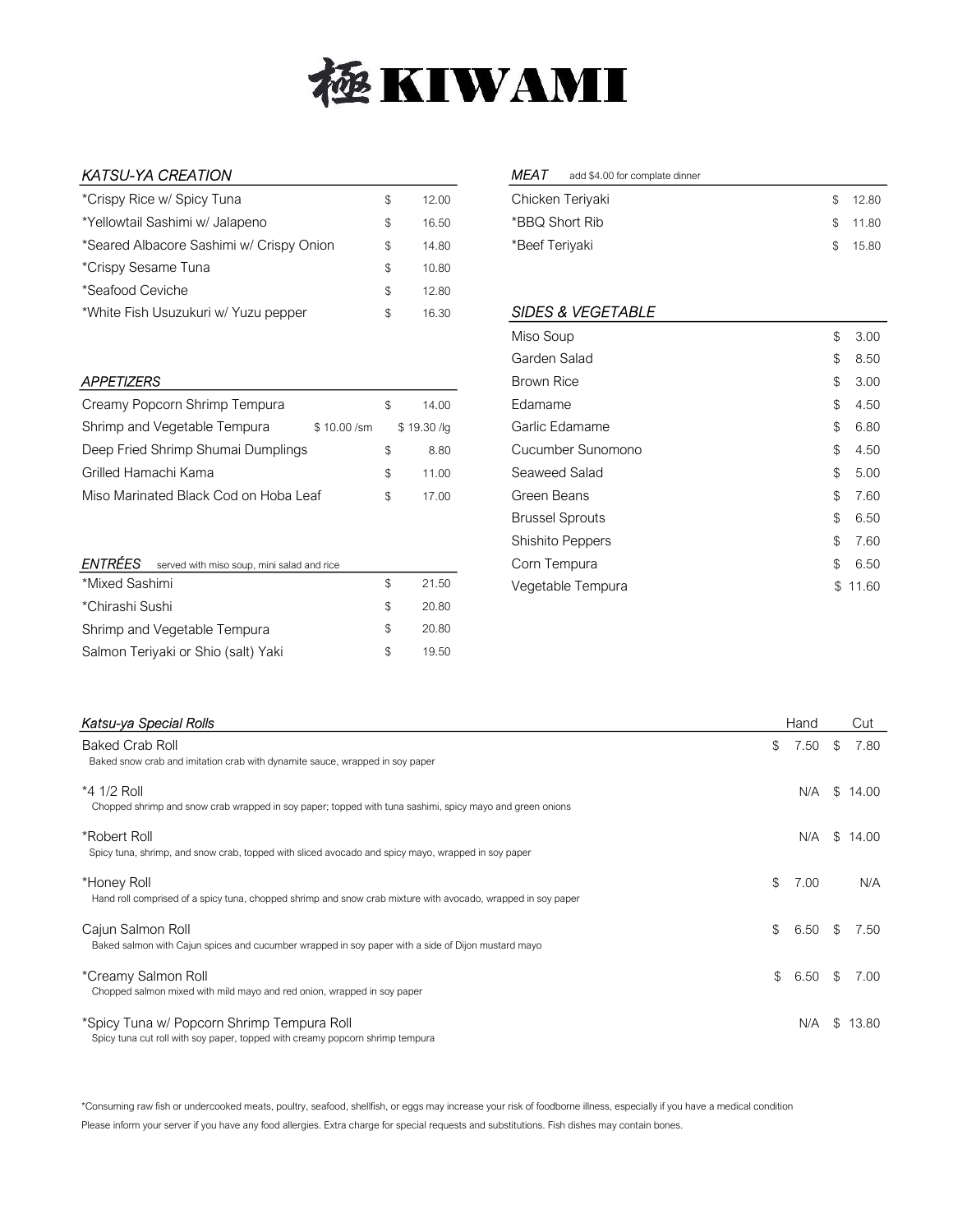# 極 KIWAMI

## *KATSU-YA CREATION*

| Item | Price |
|---|---|
| *Crispy Rice w/ Spicy Tuna | $ 12.00 |
| *Yellowtail Sashimi w/ Jalapeno | $ 16.50 |
| *Seared Albacore Sashimi w/ Crispy Onion | $ 14.80 |
| *Crispy Sesame Tuna | $ 10.80 |
| *Seafood Ceviche | $ 12.80 |
| *White Fish Usuzukuri w/ Yuzu pepper | $ 16.30 |

## *APPETIZERS*

| Item | | Price |
|---|---|---|
| Creamy Popcorn Shrimp Tempura | | $ 14.00 |
| Shrimp and Vegetable Tempura | $ 10.00 /sm | $ 19.30 /lg |
| Deep Fried Shrimp Shumai Dumplings | | $ 8.80 |
| Grilled Hamachi Kama | | $ 11.00 |
| Miso Marinated Black Cod on Hoba Leaf | | $ 17.00 |

## *ENTRÉES* served with miso soup, mini salad and rice

| Item | Price |
|---|---|
| *Mixed Sashimi | $ 21.50 |
| *Chirashi Sushi | $ 20.80 |
| Shrimp and Vegetable Tempura | $ 20.80 |
| Salmon Teriyaki or Shio (salt) Yaki | $ 19.50 |

## *MEAT* add $4.00 for complate dinner

| Item | Price |
|---|---|
| Chicken Teriyaki | $ 12.80 |
| *BBQ Short Rib | $ 11.80 |
| *Beef Teriyaki | $ 15.80 |

## *SIDES & VEGETABLE*

| Item | Price |
|---|---|
| Miso Soup | $ 3.00 |
| Garden Salad | $ 8.50 |
| Brown Rice | $ 3.00 |
| Edamame | $ 4.50 |
| Garlic Edamame | $ 6.80 |
| Cucumber Sunomono | $ 4.50 |
| Seaweed Salad | $ 5.00 |
| Green Beans | $ 7.60 |
| Brussel Sprouts | $ 6.50 |
| Shishito Peppers | $ 7.60 |
| Corn Tempura | $ 6.50 |
| Vegetable Tempura | $ 11.60 |

## *Katsu-ya Special Rolls*

| Item | Hand | Cut |
|---|---|---|
| Baked Crab Roll<br>Baked snow crab and imitation crab with dynamite sauce, wrapped in soy paper | $ 7.50 | $ 7.80 |
| *4 1/2 Roll<br>Chopped shrimp and snow crab wrapped in soy paper; topped with tuna sashimi, spicy mayo and green onions | N/A | $ 14.00 |
| *Robert Roll<br>Spicy tuna, shrimp, and snow crab, topped with sliced avocado and spicy mayo, wrapped in soy paper | N/A | $ 14.00 |
| *Honey Roll<br>Hand roll comprised of a spicy tuna, chopped shrimp and snow crab mixture with avocado, wrapped in soy paper | $ 7.00 | N/A |
| Cajun Salmon Roll<br>Baked salmon with Cajun spices and cucumber wrapped in soy paper with a side of Dijon mustard mayo | $ 6.50 | $ 7.50 |
| *Creamy Salmon Roll<br>Chopped salmon mixed with mild mayo and red onion, wrapped in soy paper | $ 6.50 | $ 7.00 |
| *Spicy Tuna w/ Popcorn Shrimp Tempura Roll<br>Spicy tuna cut roll with soy paper, topped with creamy popcorn shrimp tempura | N/A | $ 13.80 |

*Consuming raw fish or undercooked meats, poultry, seafood, shellfish, or eggs may increase your risk of foodborne illness, especially if you have a medical condition

Please inform your server if you have any food allergies. Extra charge for special requests and substitutions. Fish dishes may contain bones.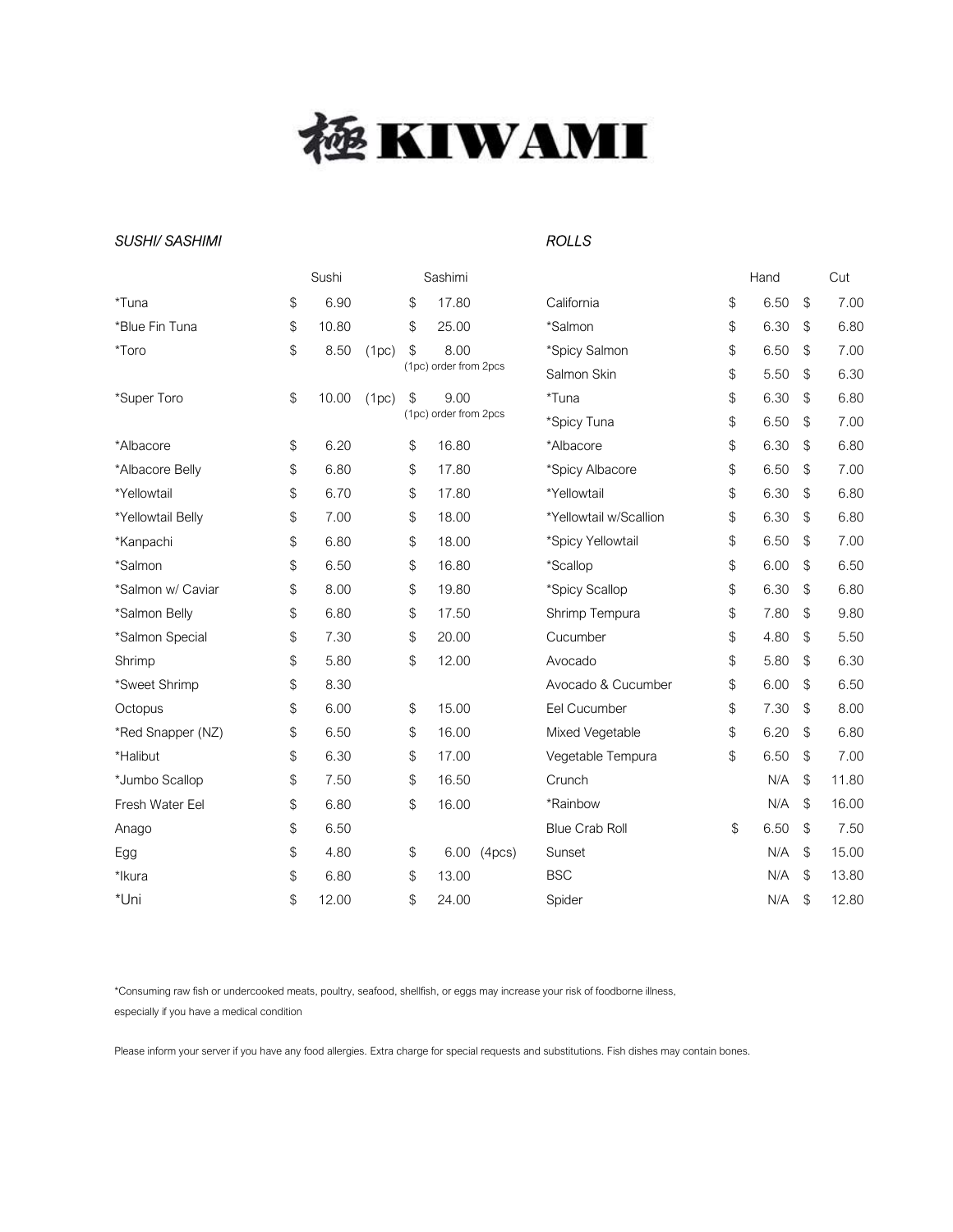# 極 KIWAMI

*SUSHI/ SASHIMI*

| | Sushi | | Sashimi | |
|---|---|---|---|---|
| *Tuna | $ 6.90 | | $ 17.80 | |
| *Blue Fin Tuna | $ 10.80 | | $ 25.00 | |
| *Toro | $ 8.50 | (1pc) | $ 8.00 (1pc) order from 2pcs | |
| *Super Toro | $ 10.00 | (1pc) | $ 9.00 (1pc) order from 2pcs | |
| *Albacore | $ 6.20 | | $ 16.80 | |
| *Albacore Belly | $ 6.80 | | $ 17.80 | |
| *Yellowtail | $ 6.70 | | $ 17.80 | |
| *Yellowtail Belly | $ 7.00 | | $ 18.00 | |
| *Kanpachi | $ 6.80 | | $ 18.00 | |
| *Salmon | $ 6.50 | | $ 16.80 | |
| *Salmon w/ Caviar | $ 8.00 | | $ 19.80 | |
| *Salmon Belly | $ 6.80 | | $ 17.50 | |
| *Salmon Special | $ 7.30 | | $ 20.00 | |
| Shrimp | $ 5.80 | | $ 12.00 | |
| *Sweet Shrimp | $ 8.30 | | | |
| Octopus | $ 6.00 | | $ 15.00 | |
| *Red Snapper (NZ) | $ 6.50 | | $ 16.00 | |
| *Halibut | $ 6.30 | | $ 17.00 | |
| *Jumbo Scallop | $ 7.50 | | $ 16.50 | |
| Fresh Water Eel | $ 6.80 | | $ 16.00 | |
| Anago | $ 6.50 | | | |
| Egg | $ 4.80 | | $ 6.00 | (4pcs) |
| *Ikura | $ 6.80 | | $ 13.00 | |
| *Uni | $ 12.00 | | $ 24.00 | |

*ROLLS*

| | Hand | Cut |
|---|---|---|
| California | $ 6.50 | $ 7.00 |
| *Salmon | $ 6.30 | $ 6.80 |
| *Spicy Salmon | $ 6.50 | $ 7.00 |
| Salmon Skin | $ 5.50 | $ 6.30 |
| *Tuna | $ 6.30 | $ 6.80 |
| *Spicy Tuna | $ 6.50 | $ 7.00 |
| *Albacore | $ 6.30 | $ 6.80 |
| *Spicy Albacore | $ 6.50 | $ 7.00 |
| *Yellowtail | $ 6.30 | $ 6.80 |
| *Yellowtail w/Scallion | $ 6.30 | $ 6.80 |
| *Spicy Yellowtail | $ 6.50 | $ 7.00 |
| *Scallop | $ 6.00 | $ 6.50 |
| *Spicy Scallop | $ 6.30 | $ 6.80 |
| Shrimp Tempura | $ 7.80 | $ 9.80 |
| Cucumber | $ 4.80 | $ 5.50 |
| Avocado | $ 5.80 | $ 6.30 |
| Avocado & Cucumber | $ 6.00 | $ 6.50 |
| Eel Cucumber | $ 7.30 | $ 8.00 |
| Mixed Vegetable | $ 6.20 | $ 6.80 |
| Vegetable Tempura | $ 6.50 | $ 7.00 |
| Crunch | N/A | $ 11.80 |
| *Rainbow | N/A | $ 16.00 |
| Blue Crab Roll | $ 6.50 | $ 7.50 |
| Sunset | N/A | $ 15.00 |
| BSC | N/A | $ 13.80 |
| Spider | N/A | $ 12.80 |

*Consuming raw fish or undercooked meats, poultry, seafood, shellfish, or eggs may increase your risk of foodborne illness, especially if you have a medical condition

Please inform your server if you have any food allergies. Extra charge for special requests and substitutions. Fish dishes may contain bones.